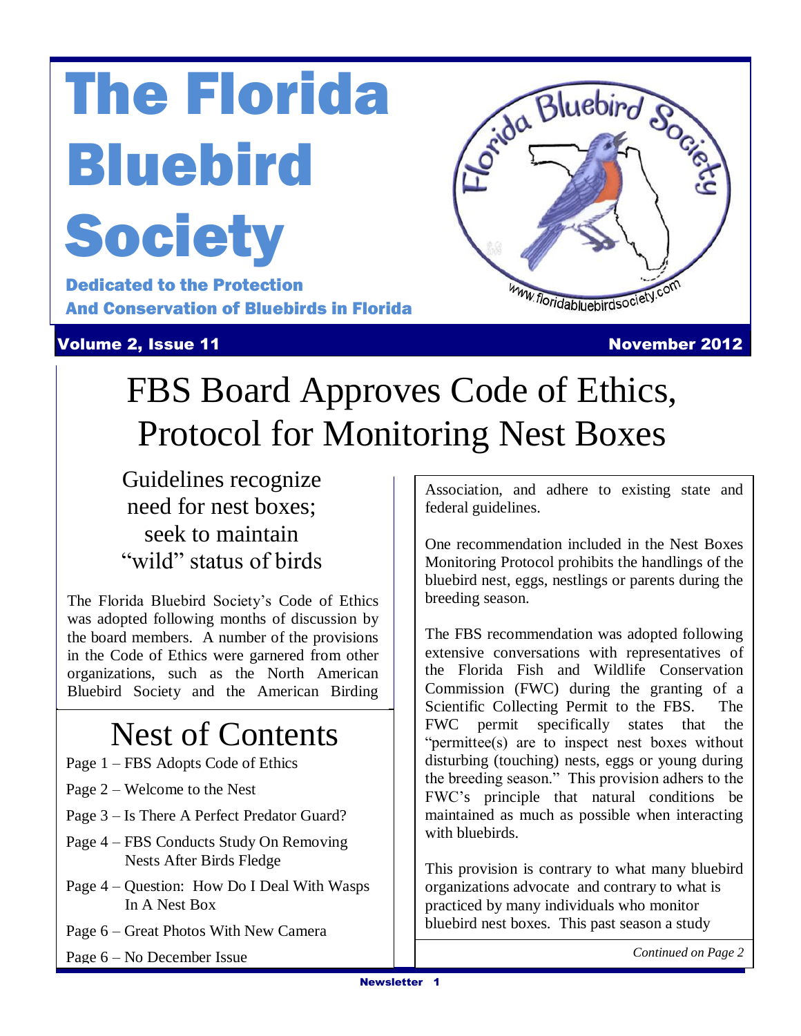# The Florida Bluebird Society

**Dedicated to the Protection And Conservation of Bluebirds in Florida**

**Volume 2, Issue 11** **November 2012**

# FBS Board Approves Code of Ethics, Protocol for Monitoring Nest Boxes

## Guidelines recognize need for nest boxes; seek to maintain "wild" status of birds

The Florida Bluebird Society's Code of Ethics was adopted following months of discussion by the board members. A number of the provisions in the Code of Ethics were garnered from other organizations, such as the North American Bluebird Society and the American Birding Association, and adhere to existing state and federal guidelines.

One recommendation included in the Nest Boxes Monitoring Protocol prohibits the handlings of the bluebird nest, eggs, nestlings or parents during the breeding season.

The FBS recommendation was adopted following extensive conversations with representatives of the Florida Fish and Wildlife Conservation Commission (FWC) during the granting of a Scientific Collecting Permit to the FBS. The FWC permit specifically states that the "permittee(s) are to inspect nest boxes without disturbing (touching) nests, eggs or young during the breeding season." This provision adheres to the FWC's principle that natural conditions be maintained as much as possible when interacting with bluebirds.

This provision is contrary to what many bluebird organizations advocate and contrary to what is practiced by many individuals who monitor bluebird nest boxes. This past season a study

*Continued on Page 2*

## Nest of Contents

- Page 1 – FBS Adopts Code of Ethics
- Page 2 – Welcome to the Nest
- Page 3 – Is There A Perfect Predator Guard?
- Page 4 – FBS Conducts Study On Removing Nests After Birds Fledge
- Page 4 – Question: How Do I Deal With Wasps In A Nest Box
- Page 6 – Great Photos With New Camera
- Page 6 – No December Issue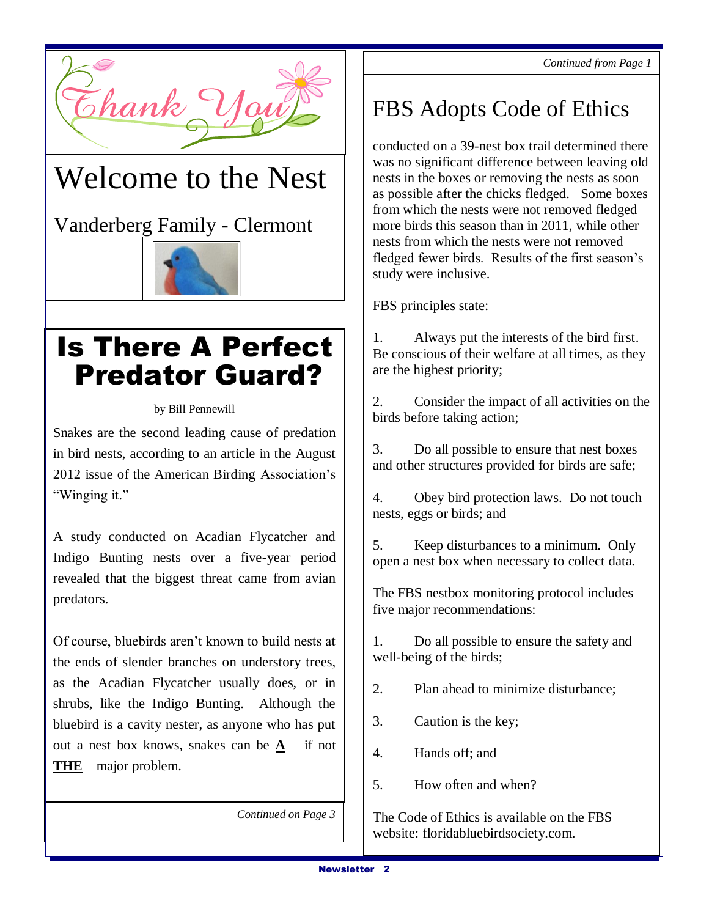Thank You

# Welcome to the Nest

Vanderberg Family - Clermont

# Is There A Perfect Predator Guard?

by Bill Pennewill

Snakes are the second leading cause of predation in bird nests, according to an article in the August 2012 issue of the American Birding Association's "Winging it."

A study conducted on Acadian Flycatcher and Indigo Bunting nests over a five-year period revealed that the biggest threat came from avian predators.

Of course, bluebirds aren't known to build nests at the ends of slender branches on understory trees, as the Acadian Flycatcher usually does, or in shrubs, like the Indigo Bunting. Although the bluebird is a cavity nester, as anyone who has put out a nest box knows, snakes can be **A** – if not **THE** – major problem.

*Continued on Page 3*

*Continued from Page 1*

# FBS Adopts Code of Ethics

conducted on a 39-nest box trail determined there was no significant difference between leaving old nests in the boxes or removing the nests as soon as possible after the chicks fledged. Some boxes from which the nests were not removed fledged more birds this season than in 2011, while other nests from which the nests were not removed fledged fewer birds. Results of the first season's study were inclusive.

FBS principles state:

1. Always put the interests of the bird first. Be conscious of their welfare at all times, as they are the highest priority;

2. Consider the impact of all activities on the birds before taking action;

3. Do all possible to ensure that nest boxes and other structures provided for birds are safe;

4. Obey bird protection laws. Do not touch nests, eggs or birds; and

5. Keep disturbances to a minimum. Only open a nest box when necessary to collect data.

The FBS nestbox monitoring protocol includes five major recommendations:

1. Do all possible to ensure the safety and well-being of the birds;

2. Plan ahead to minimize disturbance;

3. Caution is the key;

4. Hands off; and

5. How often and when?

The Code of Ethics is available on the FBS website: floridabluebirdsociety.com.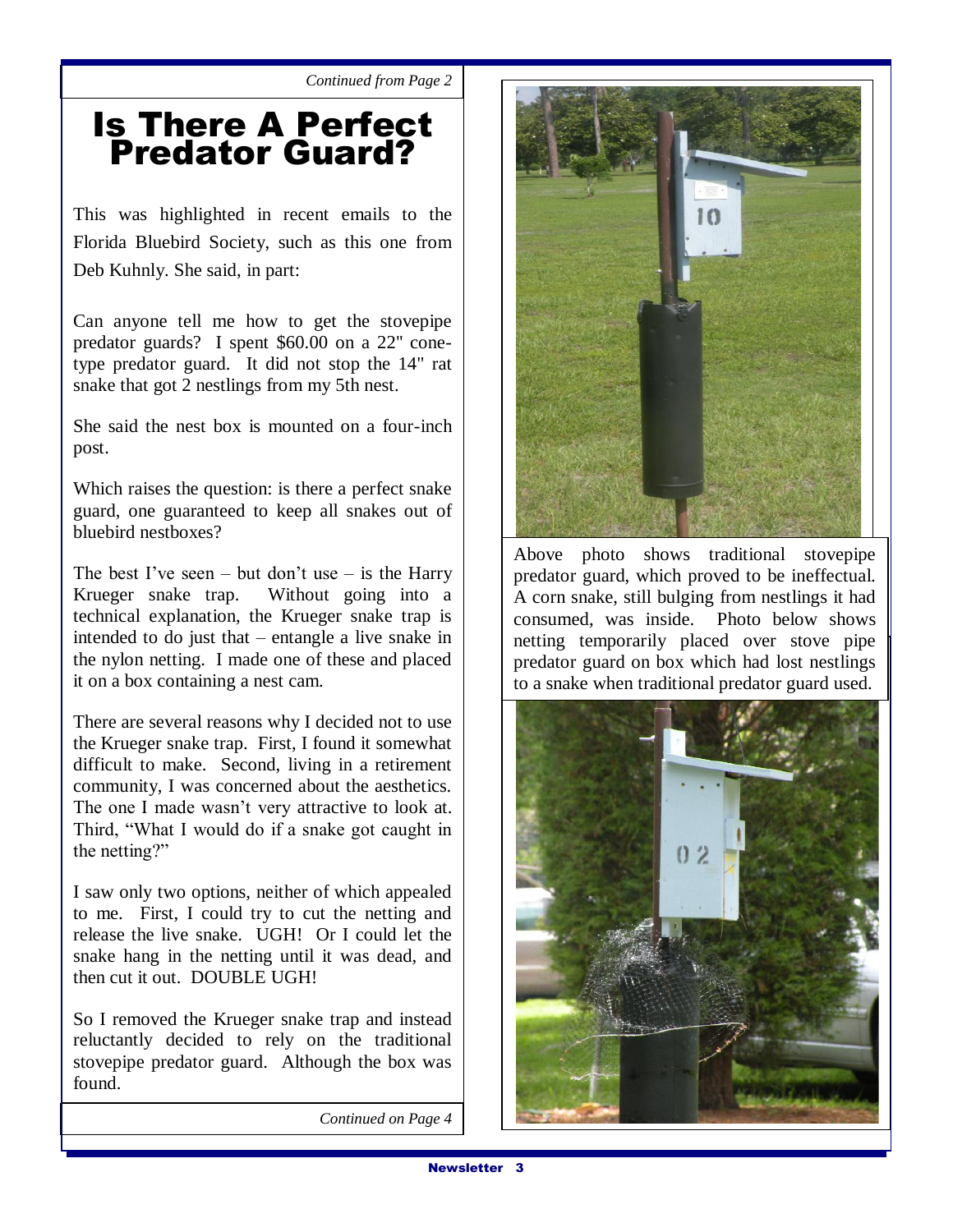*Continued from Page 2*

# Is There A Perfect Predator Guard?

This was highlighted in recent emails to the Florida Bluebird Society, such as this one from Deb Kuhnly. She said, in part:

Can anyone tell me how to get the stovepipe predator guards? I spent $60.00 on a 22" cone-type predator guard. It did not stop the 14" rat snake that got 2 nestlings from my 5th nest.

She said the nest box is mounted on a four-inch post.

Which raises the question: is there a perfect snake guard, one guaranteed to keep all snakes out of bluebird nestboxes?

The best I've seen – but don't use – is the Harry Krueger snake trap. Without going into a technical explanation, the Krueger snake trap is intended to do just that – entangle a live snake in the nylon netting. I made one of these and placed it on a box containing a nest cam.

There are several reasons why I decided not to use the Krueger snake trap. First, I found it somewhat difficult to make. Second, living in a retirement community, I was concerned about the aesthetics. The one I made wasn't very attractive to look at. Third, "What I would do if a snake got caught in the netting?"

I saw only two options, neither of which appealed to me. First, I could try to cut the netting and release the live snake. UGH! Or I could let the snake hang in the netting until it was dead, and then cut it out. DOUBLE UGH!

So I removed the Krueger snake trap and instead reluctantly decided to rely on the traditional stovepipe predator guard. Although the box was found.

*Continued on Page 4*

Above photo shows traditional stovepipe predator guard, which proved to be ineffectual. A corn snake, still bulging from nestlings it had consumed, was inside. Photo below shows netting temporarily placed over stove pipe predator guard on box which had lost nestlings to a snake when traditional predator guard used.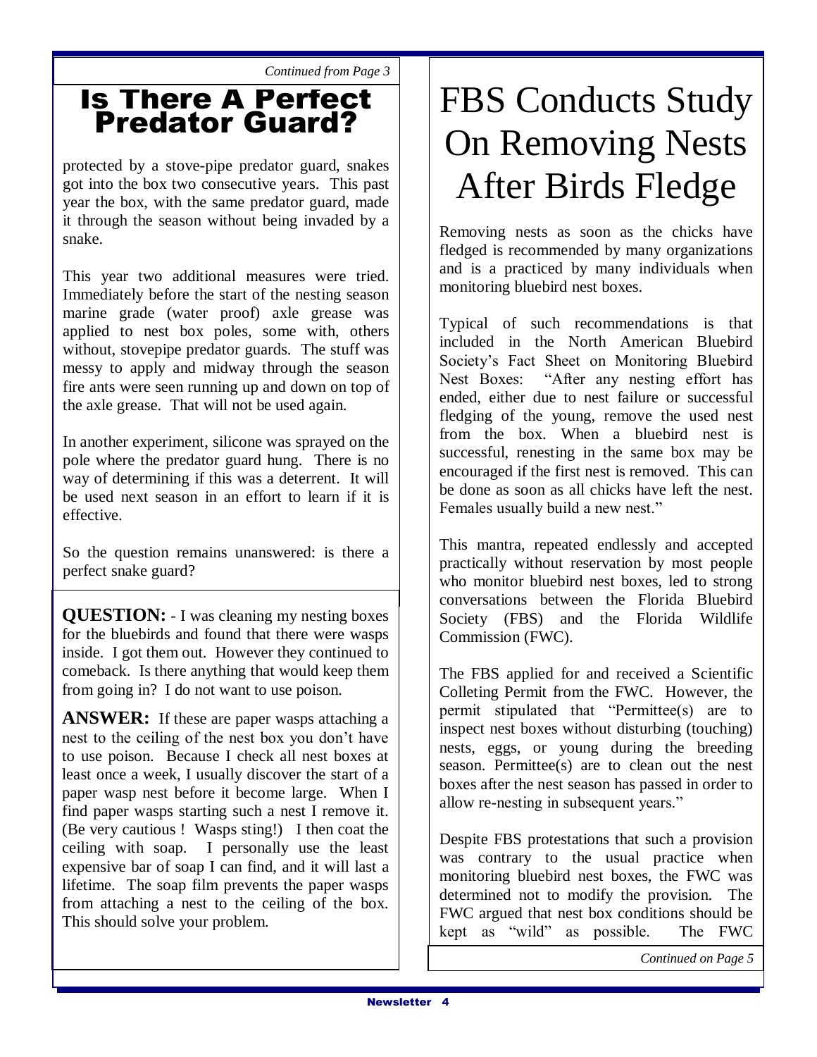*Continued from Page 3*

## Is There A Perfect Predator Guard?

protected by a stove-pipe predator guard, snakes got into the box two consecutive years. This past year the box, with the same predator guard, made it through the season without being invaded by a snake.

This year two additional measures were tried. Immediately before the start of the nesting season marine grade (water proof) axle grease was applied to nest box poles, some with, others without, stovepipe predator guards. The stuff was messy to apply and midway through the season fire ants were seen running up and down on top of the axle grease. That will not be used again.

In another experiment, silicone was sprayed on the pole where the predator guard hung. There is no way of determining if this was a deterrent. It will be used next season in an effort to learn if it is effective.

So the question remains unanswered: is there a perfect snake guard?

**QUESTION:** - I was cleaning my nesting boxes for the bluebirds and found that there were wasps inside. I got them out. However they continued to comeback. Is there anything that would keep them from going in? I do not want to use poison.

**ANSWER:** If these are paper wasps attaching a nest to the ceiling of the nest box you don't have to use poison. Because I check all nest boxes at least once a week, I usually discover the start of a paper wasp nest before it become large. When I find paper wasps starting such a nest I remove it. (Be very cautious ! Wasps sting!) I then coat the ceiling with soap. I personally use the least expensive bar of soap I can find, and it will last a lifetime. The soap film prevents the paper wasps from attaching a nest to the ceiling of the box. This should solve your problem.

# FBS Conducts Study On Removing Nests After Birds Fledge

Removing nests as soon as the chicks have fledged is recommended by many organizations and is a practiced by many individuals when monitoring bluebird nest boxes.

Typical of such recommendations is that included in the North American Bluebird Society's Fact Sheet on Monitoring Bluebird Nest Boxes: "After any nesting effort has ended, either due to nest failure or successful fledging of the young, remove the used nest from the box. When a bluebird nest is successful, renesting in the same box may be encouraged if the first nest is removed. This can be done as soon as all chicks have left the nest. Females usually build a new nest."

This mantra, repeated endlessly and accepted practically without reservation by most people who monitor bluebird nest boxes, led to strong conversations between the Florida Bluebird Society (FBS) and the Florida Wildlife Commission (FWC).

The FBS applied for and received a Scientific Colleting Permit from the FWC. However, the permit stipulated that "Permittee(s) are to inspect nest boxes without disturbing (touching) nests, eggs, or young during the breeding season. Permittee(s) are to clean out the nest boxes after the nest season has passed in order to allow re-nesting in subsequent years."

Despite FBS protestations that such a provision was contrary to the usual practice when monitoring bluebird nest boxes, the FWC was determined not to modify the provision. The FWC argued that nest box conditions should be kept as "wild" as possible. The FWC

*Continued on Page 5*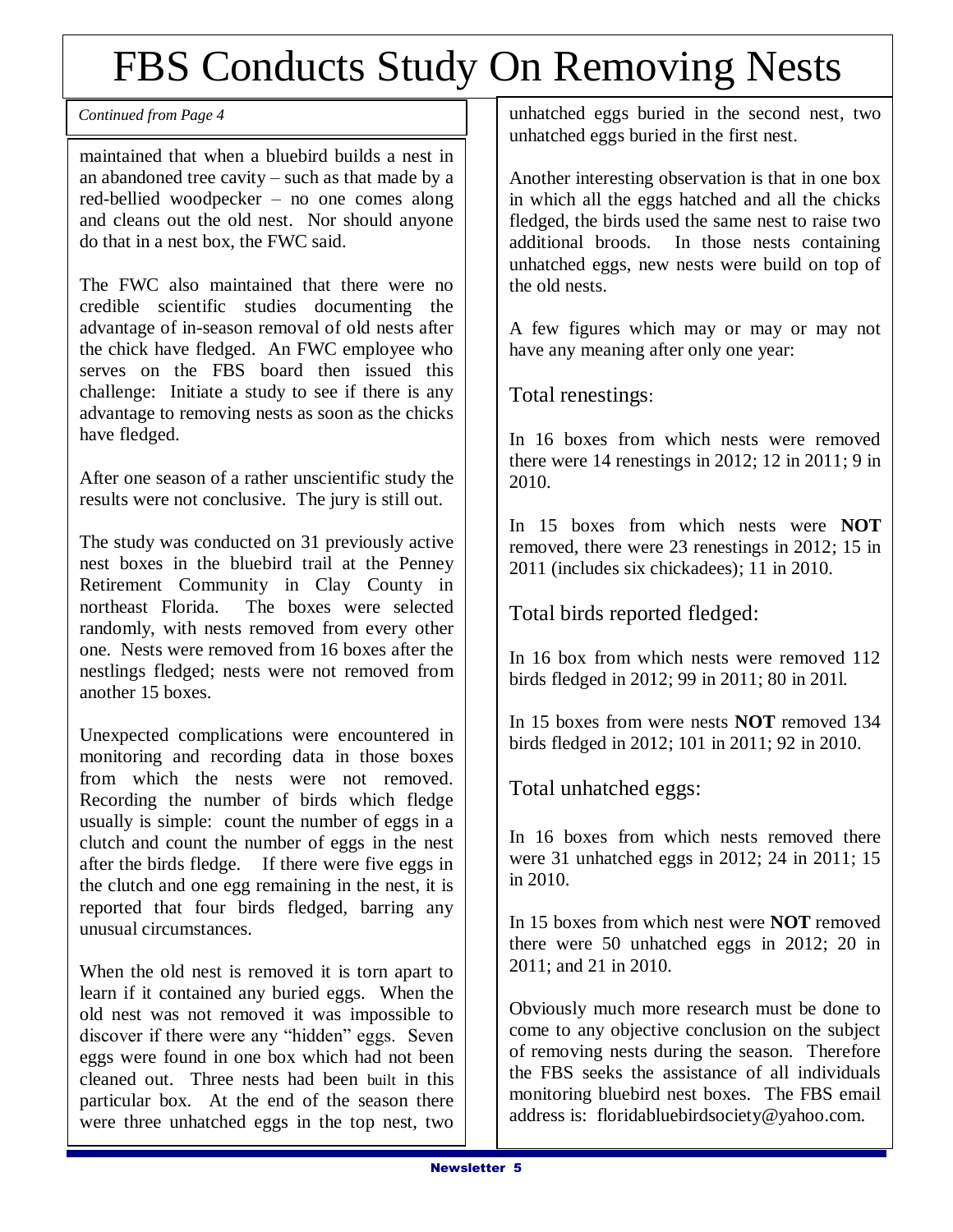# FBS Conducts Study On Removing Nests

*Continued from Page 4*

maintained that when a bluebird builds a nest in an abandoned tree cavity – such as that made by a red-bellied woodpecker – no one comes along and cleans out the old nest. Nor should anyone do that in a nest box, the FWC said.

The FWC also maintained that there were no credible scientific studies documenting the advantage of in-season removal of old nests after the chick have fledged. An FWC employee who serves on the FBS board then issued this challenge: Initiate a study to see if there is any advantage to removing nests as soon as the chicks have fledged.

After one season of a rather unscientific study the results were not conclusive. The jury is still out.

The study was conducted on 31 previously active nest boxes in the bluebird trail at the Penney Retirement Community in Clay County in northeast Florida. The boxes were selected randomly, with nests removed from every other one. Nests were removed from 16 boxes after the nestlings fledged; nests were not removed from another 15 boxes.

Unexpected complications were encountered in monitoring and recording data in those boxes from which the nests were not removed. Recording the number of birds which fledge usually is simple: count the number of eggs in a clutch and count the number of eggs in the nest after the birds fledge. If there were five eggs in the clutch and one egg remaining in the nest, it is reported that four birds fledged, barring any unusual circumstances.

When the old nest is removed it is torn apart to learn if it contained any buried eggs. When the old nest was not removed it was impossible to discover if there were any "hidden" eggs. Seven eggs were found in one box which had not been cleaned out. Three nests had been built in this particular box. At the end of the season there were three unhatched eggs in the top nest, two unhatched eggs buried in the second nest, two unhatched eggs buried in the first nest.

Another interesting observation is that in one box in which all the eggs hatched and all the chicks fledged, the birds used the same nest to raise two additional broods. In those nests containing unhatched eggs, new nests were build on top of the old nests.

A few figures which may or may or may not have any meaning after only one year:

## Total renestings:

In 16 boxes from which nests were removed there were 14 renestings in 2012; 12 in 2011; 9 in 2010.

In 15 boxes from which nests were **NOT** removed, there were 23 renestings in 2012; 15 in 2011 (includes six chickadees); 11 in 2010.

## Total birds reported fledged:

In 16 box from which nests were removed 112 birds fledged in 2012; 99 in 2011; 80 in 201l.

In 15 boxes from were nests **NOT** removed 134 birds fledged in 2012; 101 in 2011; 92 in 2010.

## Total unhatched eggs:

In 16 boxes from which nests removed there were 31 unhatched eggs in 2012; 24 in 2011; 15 in 2010.

In 15 boxes from which nest were **NOT** removed there were 50 unhatched eggs in 2012; 20 in 2011; and 21 in 2010.

Obviously much more research must be done to come to any objective conclusion on the subject of removing nests during the season. Therefore the FBS seeks the assistance of all individuals monitoring bluebird nest boxes. The FBS email address is: floridabluebirdsociety@yahoo.com.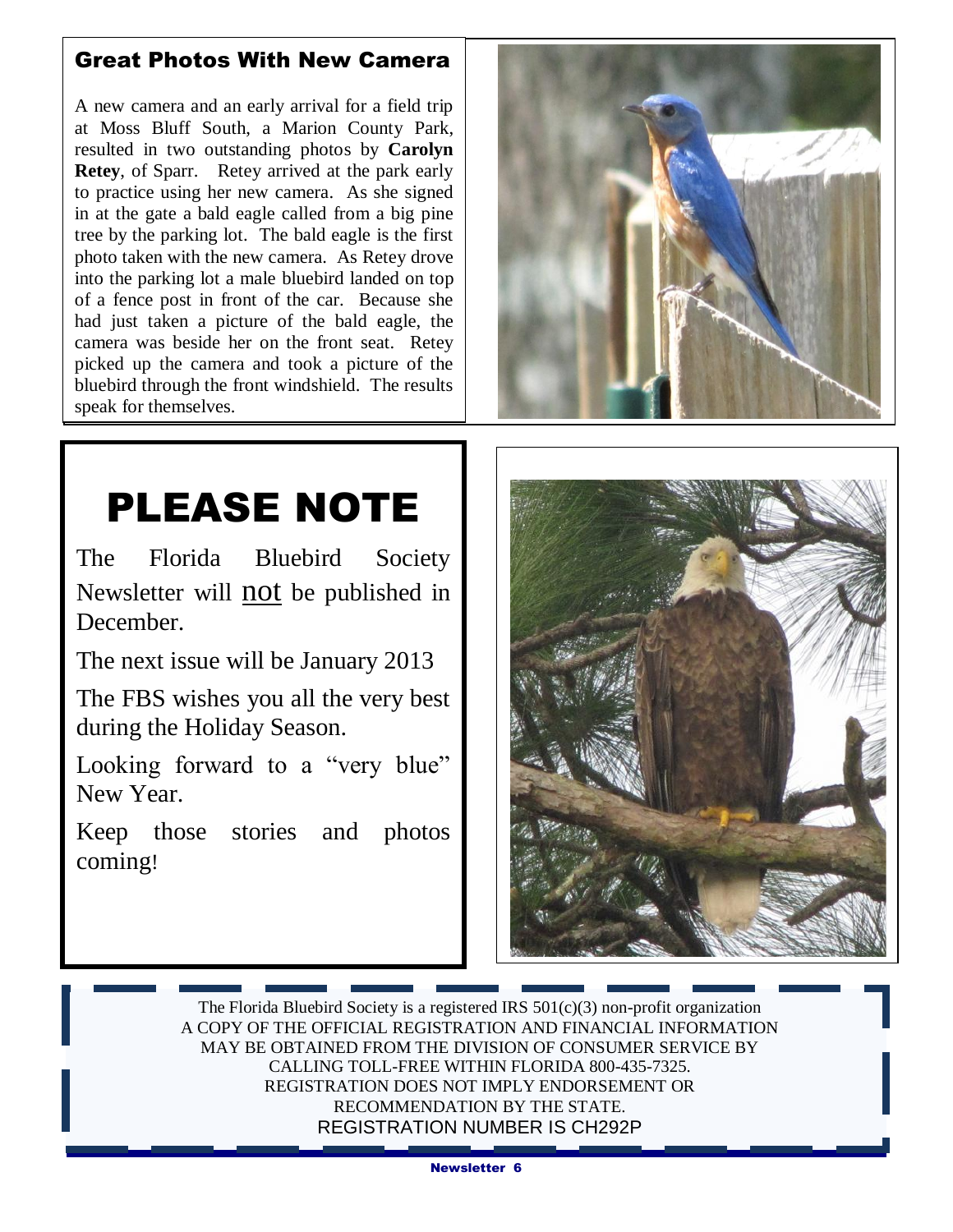## Great Photos With New Camera

A new camera and an early arrival for a field trip at Moss Bluff South, a Marion County Park, resulted in two outstanding photos by **Carolyn Retey**, of Sparr. Retey arrived at the park early to practice using her new camera. As she signed in at the gate a bald eagle called from a big pine tree by the parking lot. The bald eagle is the first photo taken with the new camera. As Retey drove into the parking lot a male bluebird landed on top of a fence post in front of the car. Because she had just taken a picture of the bald eagle, the camera was beside her on the front seat. Retey picked up the camera and took a picture of the bluebird through the front windshield. The results speak for themselves.

# PLEASE NOTE

The Florida Bluebird Society Newsletter will not be published in December.

The next issue will be January 2013

The FBS wishes you all the very best during the Holiday Season.

Looking forward to a "very blue" New Year.

Keep those stories and photos coming!

The Florida Bluebird Society is a registered IRS 501(c)(3) non-profit organization
A COPY OF THE OFFICIAL REGISTRATION AND FINANCIAL INFORMATION MAY BE OBTAINED FROM THE DIVISION OF CONSUMER SERVICE BY CALLING TOLL-FREE WITHIN FLORIDA 800-435-7325.
REGISTRATION DOES NOT IMPLY ENDORSEMENT OR RECOMMENDATION BY THE STATE.
REGISTRATION NUMBER IS CH292P